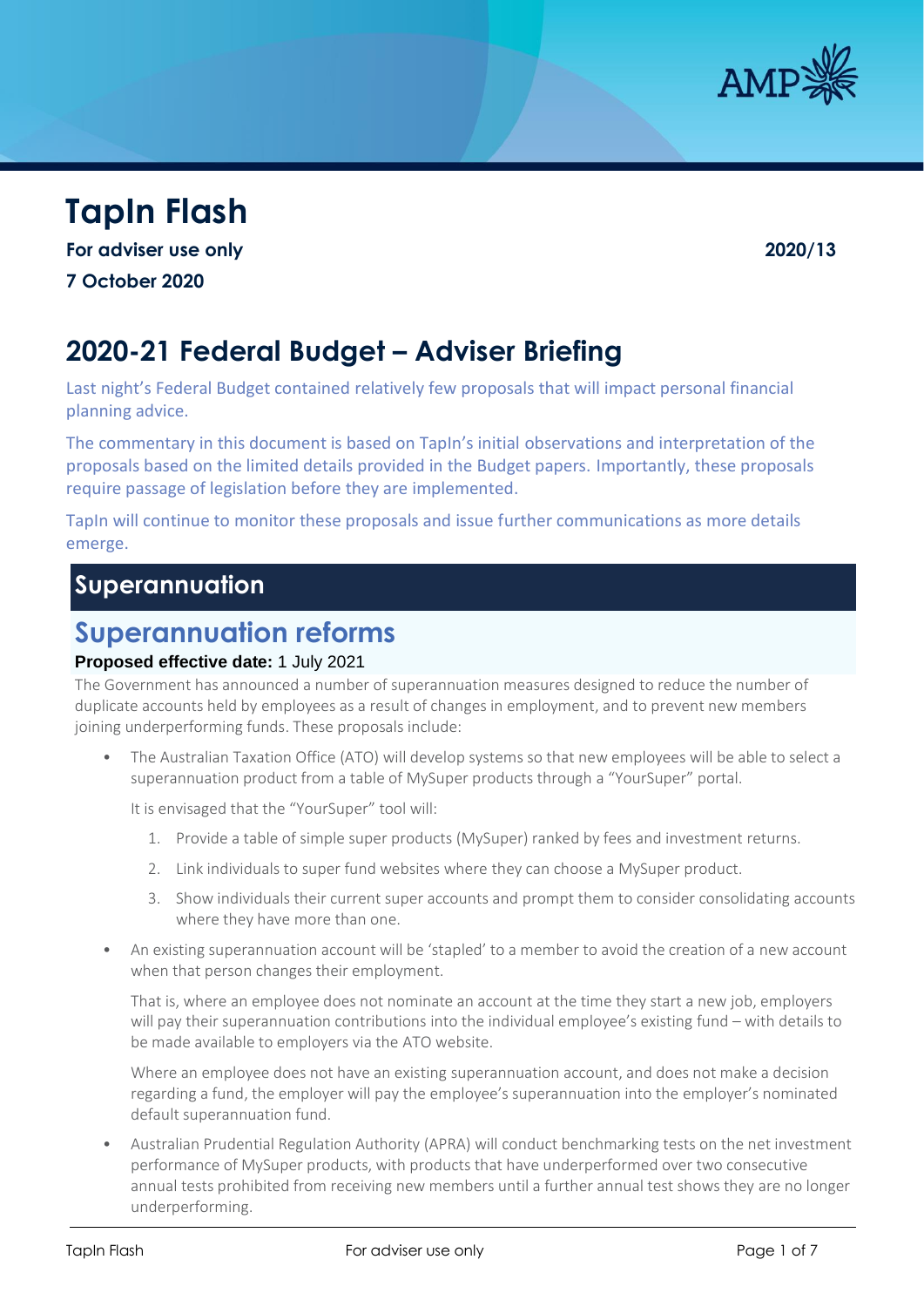# TapIn Flash

**For adviser use only** **2020/13**

**7 October 2020**

# 2020-21 Federal Budget – Adviser Briefing

Last night's Federal Budget contained relatively few proposals that will impact personal financial planning advice.

The commentary in this document is based on TapIn's initial observations and interpretation of the proposals based on the limited details provided in the Budget papers. Importantly, these proposals require passage of legislation before they are implemented.

TapIn will continue to monitor these proposals and issue further communications as more details emerge.

## Superannuation

### Superannuation reforms

**Proposed effective date:** 1 July 2021

The Government has announced a number of superannuation measures designed to reduce the number of duplicate accounts held by employees as a result of changes in employment, and to prevent new members joining underperforming funds. These proposals include:

- The Australian Taxation Office (ATO) will develop systems so that new employees will be able to select a superannuation product from a table of MySuper products through a "YourSuper" portal.

  It is envisaged that the "YourSuper" tool will:

  1. Provide a table of simple super products (MySuper) ranked by fees and investment returns.
  2. Link individuals to super fund websites where they can choose a MySuper product.
  3. Show individuals their current super accounts and prompt them to consider consolidating accounts where they have more than one.

- An existing superannuation account will be 'stapled' to a member to avoid the creation of a new account when that person changes their employment.

  That is, where an employee does not nominate an account at the time they start a new job, employers will pay their superannuation contributions into the individual employee's existing fund – with details to be made available to employers via the ATO website.

  Where an employee does not have an existing superannuation account, and does not make a decision regarding a fund, the employer will pay the employee's superannuation into the employer's nominated default superannuation fund.

- Australian Prudential Regulation Authority (APRA) will conduct benchmarking tests on the net investment performance of MySuper products, with products that have underperformed over two consecutive annual tests prohibited from receiving new members until a further annual test shows they are no longer underperforming.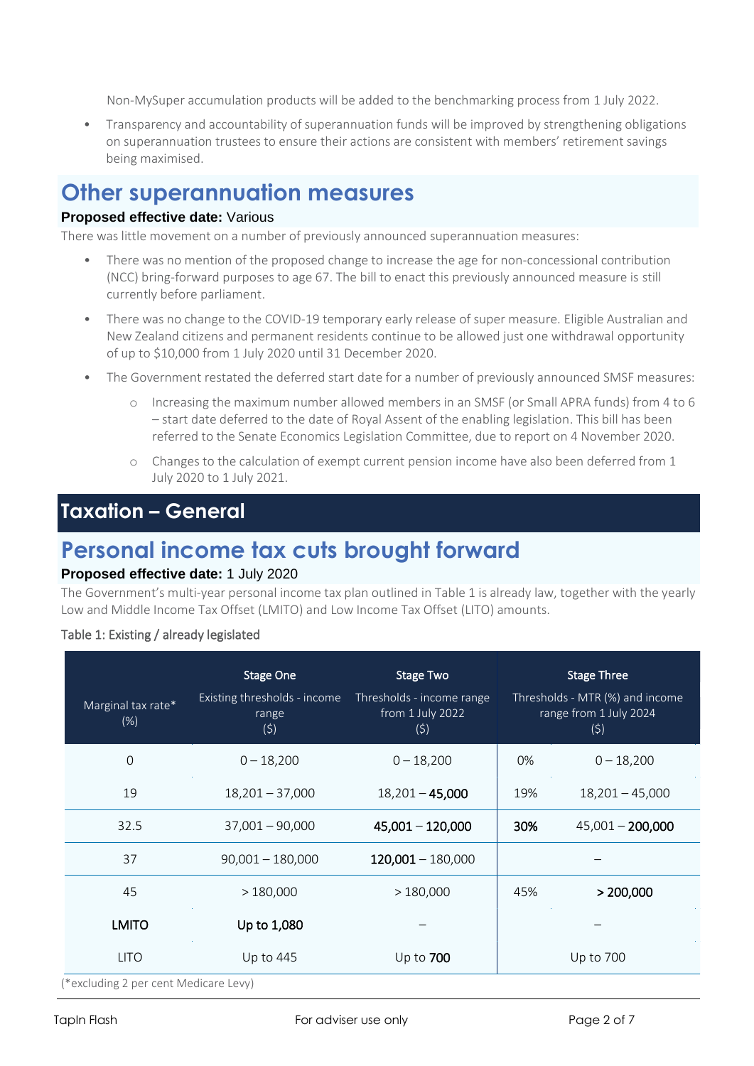Non-MySuper accumulation products will be added to the benchmarking process from 1 July 2022.

- Transparency and accountability of superannuation funds will be improved by strengthening obligations on superannuation trustees to ensure their actions are consistent with members' retirement savings being maximised.

## Other superannuation measures

**Proposed effective date:** Various

There was little movement on a number of previously announced superannuation measures:

- There was no mention of the proposed change to increase the age for non-concessional contribution (NCC) bring-forward purposes to age 67. The bill to enact this previously announced measure is still currently before parliament.
- There was no change to the COVID-19 temporary early release of super measure. Eligible Australian and New Zealand citizens and permanent residents continue to be allowed just one withdrawal opportunity of up to $10,000 from 1 July 2020 until 31 December 2020.
- The Government restated the deferred start date for a number of previously announced SMSF measures:
  - Increasing the maximum number allowed members in an SMSF (or Small APRA funds) from 4 to 6 – start date deferred to the date of Royal Assent of the enabling legislation. This bill has been referred to the Senate Economics Legislation Committee, due to report on 4 November 2020.
  - Changes to the calculation of exempt current pension income have also been deferred from 1 July 2020 to 1 July 2021.

# Taxation – General

## Personal income tax cuts brought forward

**Proposed effective date:** 1 July 2020

The Government's multi-year personal income tax plan outlined in Table 1 is already law, together with the yearly Low and Middle Income Tax Offset (LMITO) and Low Income Tax Offset (LITO) amounts.

Table 1: Existing / already legislated

| Marginal tax rate* (%) | Stage One<br>Existing thresholds - income range ($) | Stage Two<br>Thresholds - income range from 1 July 2022 ($) | Stage Three<br>Thresholds - MTR (%) and income range from 1 July 2024 ($) | |
|---|---|---|---|---|
| 0 | 0 – 18,200 | 0 – 18,200 | 0% | 0 – 18,200 |
| 19 | 18,201 – 37,000 | 18,201 – **45,000** | 19% | 18,201 – 45,000 |
| 32.5 | 37,001 – 90,000 | **45,001** – **120,000** | **30%** | 45,001 – **200,000** |
| 37 | 90,001 – 180,000 | **120,001** – 180,000 | | – |
| 45 | > 180,000 | > 180,000 | 45% | **> 200,000** |
| **LMITO** | **Up to 1,080** | – | | – |
| LITO | Up to 445 | Up to **700** | | Up to 700 |

(*excluding 2 per cent Medicare Levy)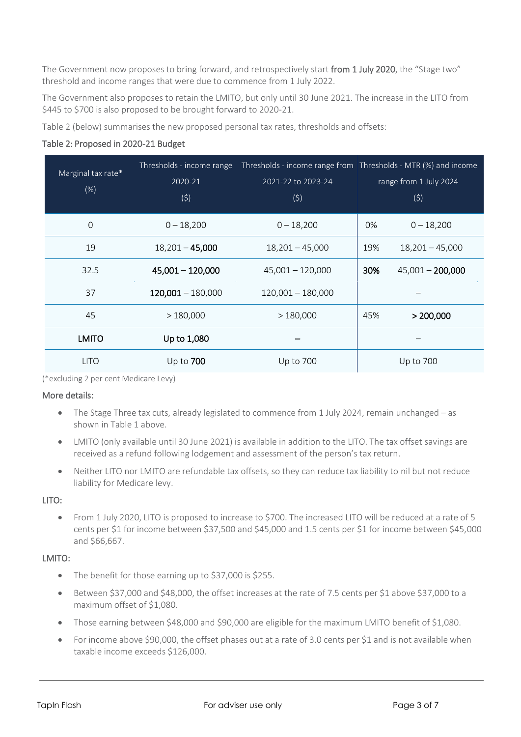The Government now proposes to bring forward, and retrospectively start **from 1 July 2020**, the "Stage two" threshold and income ranges that were due to commence from 1 July 2022.

The Government also proposes to retain the LMITO, but only until 30 June 2021. The increase in the LITO from $445 to $700 is also proposed to be brought forward to 2020-21.

Table 2 (below) summarises the new proposed personal tax rates, thresholds and offsets:

**Table 2: Proposed in 2020-21 Budget**

| Marginal tax rate* (%) | Thresholds - income range 2020-21 ($) | Thresholds - income range from 2021-22 to 2023-24 ($) | Thresholds - MTR (%) and income range from 1 July 2024 ($) | |
|---|---|---|---|---|
| 0 | 0 – 18,200 | 0 – 18,200 | 0% | 0 – 18,200 |
| 19 | 18,201 – **45,000** | 18,201 – 45,000 | 19% | 18,201 – 45,000 |
| 32.5 | **45,001 – 120,000** | 45,001 – 120,000 | **30%** | 45,001 – **200,000** |
| 37 | **120,001** – 180,000 | 120,001 – 180,000 | | – |
| 45 | > 180,000 | > 180,000 | 45% | **> 200,000** |
| **LMITO** | **Up to 1,080** | **–** | | – |
| LITO | Up to **700** | Up to 700 | Up to 700 | |

(*excluding 2 per cent Medicare Levy)

**More details:**

- The Stage Three tax cuts, already legislated to commence from 1 July 2024, remain unchanged – as shown in Table 1 above.
- LMITO (only available until 30 June 2021) is available in addition to the LITO. The tax offset savings are received as a refund following lodgement and assessment of the person's tax return.
- Neither LITO nor LMITO are refundable tax offsets, so they can reduce tax liability to nil but not reduce liability for Medicare levy.

**LITO:**

- From 1 July 2020, LITO is proposed to increase to $700. The increased LITO will be reduced at a rate of 5 cents per $1 for income between $37,500 and $45,000 and 1.5 cents per $1 for income between $45,000 and $66,667.

**LMITO:**

- The benefit for those earning up to $37,000 is $255.
- Between $37,000 and $48,000, the offset increases at the rate of 7.5 cents per $1 above $37,000 to a maximum offset of $1,080.
- Those earning between $48,000 and $90,000 are eligible for the maximum LMITO benefit of $1,080.
- For income above $90,000, the offset phases out at a rate of 3.0 cents per $1 and is not available when taxable income exceeds $126,000.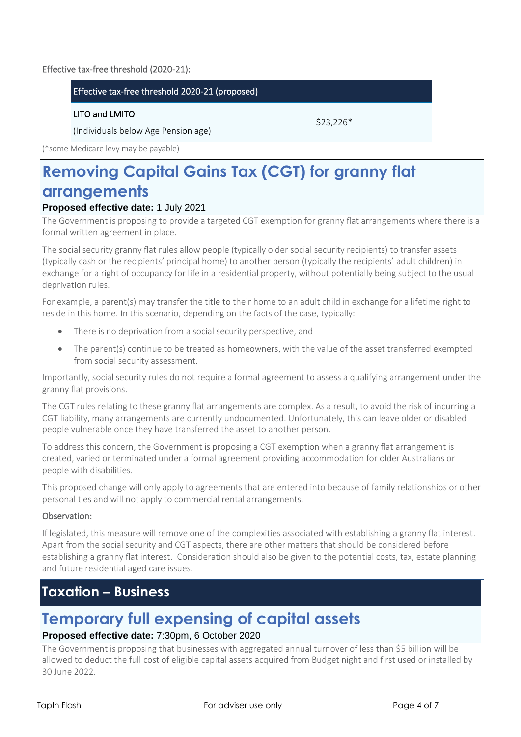Effective tax-free threshold (2020-21):

| Effective tax-free threshold 2020-21 (proposed) | |
|---|---|
| LITO and LMITO<br>(Individuals below Age Pension age) | $23,226* |

(*some Medicare levy may be payable)

# Removing Capital Gains Tax (CGT) for granny flat arrangements

**Proposed effective date:** 1 July 2021

The Government is proposing to provide a targeted CGT exemption for granny flat arrangements where there is a formal written agreement in place.

The social security granny flat rules allow people (typically older social security recipients) to transfer assets (typically cash or the recipients' principal home) to another person (typically the recipients' adult children) in exchange for a right of occupancy for life in a residential property, without potentially being subject to the usual deprivation rules.

For example, a parent(s) may transfer the title to their home to an adult child in exchange for a lifetime right to reside in this home. In this scenario, depending on the facts of the case, typically:

- There is no deprivation from a social security perspective, and
- The parent(s) continue to be treated as homeowners, with the value of the asset transferred exempted from social security assessment.

Importantly, social security rules do not require a formal agreement to assess a qualifying arrangement under the granny flat provisions.

The CGT rules relating to these granny flat arrangements are complex. As a result, to avoid the risk of incurring a CGT liability, many arrangements are currently undocumented. Unfortunately, this can leave older or disabled people vulnerable once they have transferred the asset to another person.

To address this concern, the Government is proposing a CGT exemption when a granny flat arrangement is created, varied or terminated under a formal agreement providing accommodation for older Australians or people with disabilities.

This proposed change will only apply to agreements that are entered into because of family relationships or other personal ties and will not apply to commercial rental arrangements.

Observation:

If legislated, this measure will remove one of the complexities associated with establishing a granny flat interest. Apart from the social security and CGT aspects, there are other matters that should be considered before establishing a granny flat interest. Consideration should also be given to the potential costs, tax, estate planning and future residential aged care issues.

# Taxation – Business

# Temporary full expensing of capital assets

**Proposed effective date:** 7:30pm, 6 October 2020

The Government is proposing that businesses with aggregated annual turnover of less than $5 billion will be allowed to deduct the full cost of eligible capital assets acquired from Budget night and first used or installed by 30 June 2022.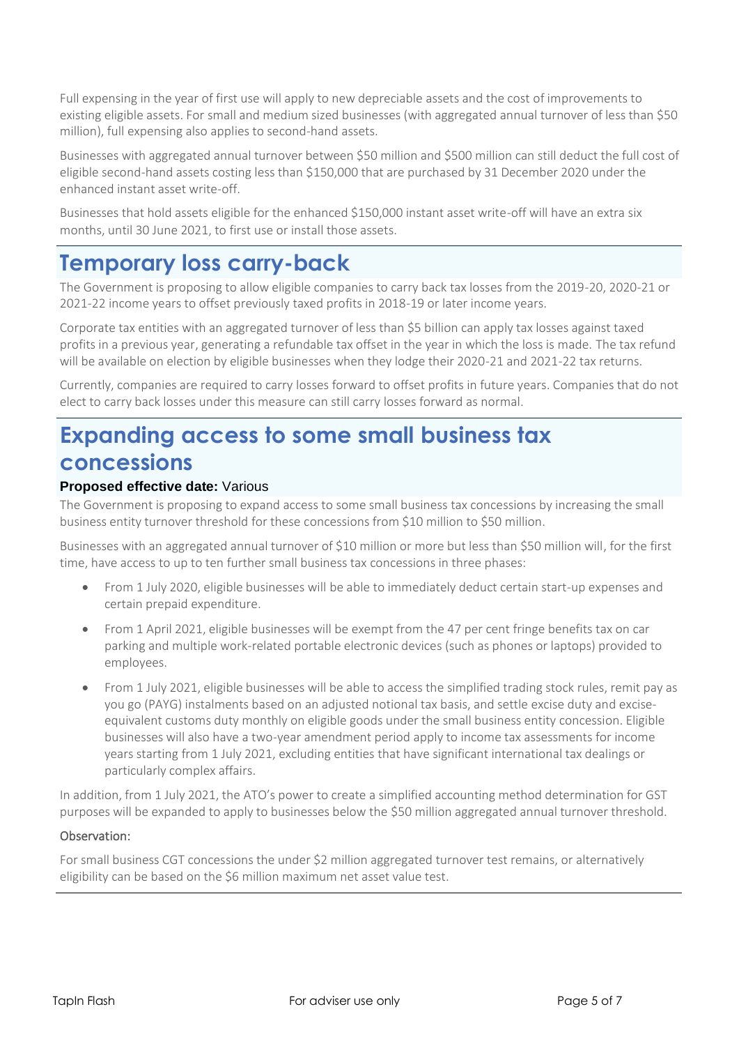Full expensing in the year of first use will apply to new depreciable assets and the cost of improvements to existing eligible assets. For small and medium sized businesses (with aggregated annual turnover of less than $50 million), full expensing also applies to second-hand assets.

Businesses with aggregated annual turnover between $50 million and $500 million can still deduct the full cost of eligible second-hand assets costing less than $150,000 that are purchased by 31 December 2020 under the enhanced instant asset write-off.

Businesses that hold assets eligible for the enhanced $150,000 instant asset write-off will have an extra six months, until 30 June 2021, to first use or install those assets.

## Temporary loss carry-back

The Government is proposing to allow eligible companies to carry back tax losses from the 2019-20, 2020-21 or 2021-22 income years to offset previously taxed profits in 2018-19 or later income years.

Corporate tax entities with an aggregated turnover of less than $5 billion can apply tax losses against taxed profits in a previous year, generating a refundable tax offset in the year in which the loss is made. The tax refund will be available on election by eligible businesses when they lodge their 2020-21 and 2021-22 tax returns.

Currently, companies are required to carry losses forward to offset profits in future years. Companies that do not elect to carry back losses under this measure can still carry losses forward as normal.

## Expanding access to some small business tax concessions

**Proposed effective date:** Various

The Government is proposing to expand access to some small business tax concessions by increasing the small business entity turnover threshold for these concessions from $10 million to $50 million.

Businesses with an aggregated annual turnover of $10 million or more but less than $50 million will, for the first time, have access to up to ten further small business tax concessions in three phases:

- From 1 July 2020, eligible businesses will be able to immediately deduct certain start-up expenses and certain prepaid expenditure.
- From 1 April 2021, eligible businesses will be exempt from the 47 per cent fringe benefits tax on car parking and multiple work-related portable electronic devices (such as phones or laptops) provided to employees.
- From 1 July 2021, eligible businesses will be able to access the simplified trading stock rules, remit pay as you go (PAYG) instalments based on an adjusted notional tax basis, and settle excise duty and excise-equivalent customs duty monthly on eligible goods under the small business entity concession. Eligible businesses will also have a two-year amendment period apply to income tax assessments for income years starting from 1 July 2021, excluding entities that have significant international tax dealings or particularly complex affairs.

In addition, from 1 July 2021, the ATO's power to create a simplified accounting method determination for GST purposes will be expanded to apply to businesses below the $50 million aggregated annual turnover threshold.

Observation:

For small business CGT concessions the under $2 million aggregated turnover test remains, or alternatively eligibility can be based on the $6 million maximum net asset value test.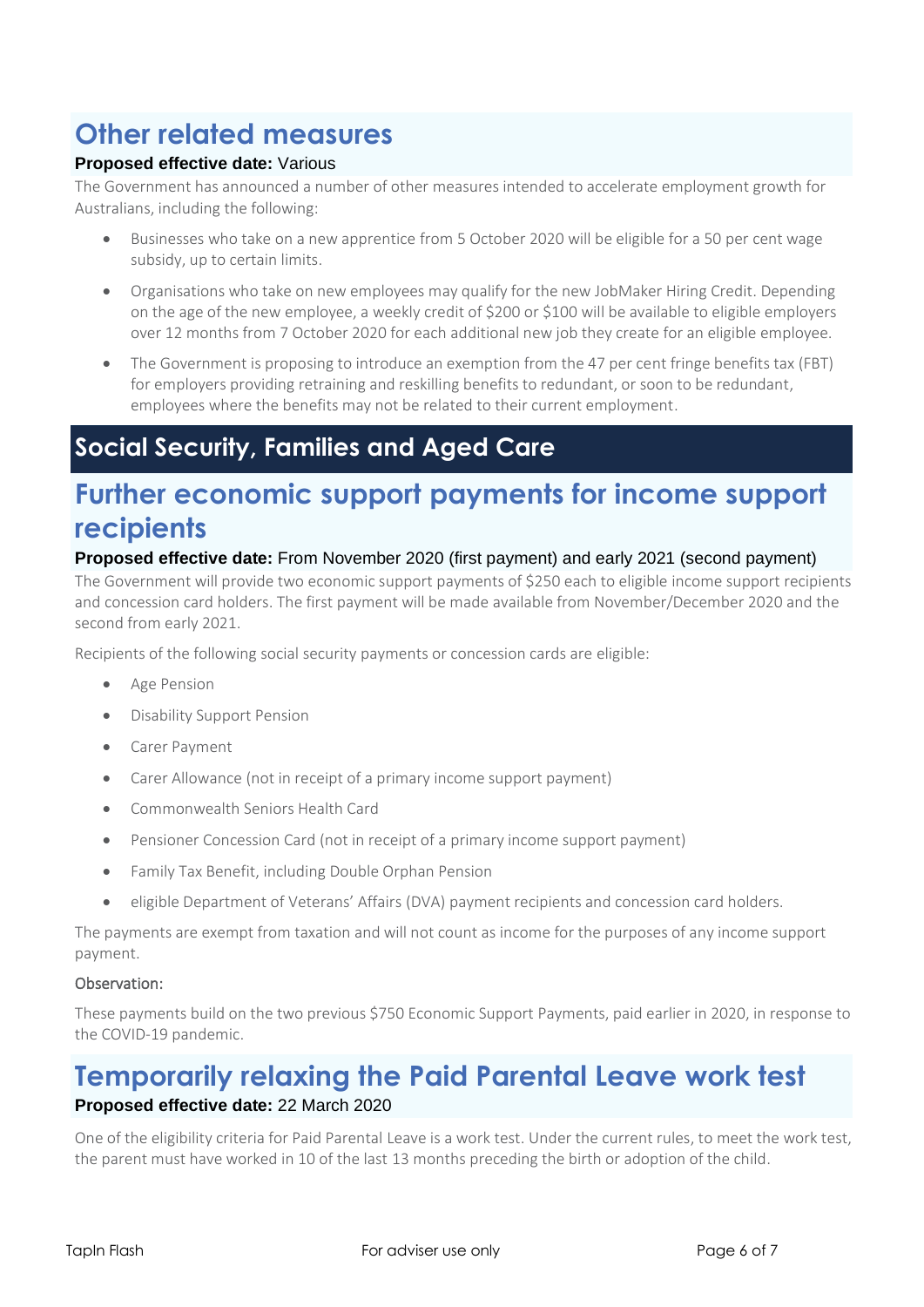## Other related measures

**Proposed effective date:** Various

The Government has announced a number of other measures intended to accelerate employment growth for Australians, including the following:

- Businesses who take on a new apprentice from 5 October 2020 will be eligible for a 50 per cent wage subsidy, up to certain limits.
- Organisations who take on new employees may qualify for the new JobMaker Hiring Credit. Depending on the age of the new employee, a weekly credit of $200 or $100 will be available to eligible employers over 12 months from 7 October 2020 for each additional new job they create for an eligible employee.
- The Government is proposing to introduce an exemption from the 47 per cent fringe benefits tax (FBT) for employers providing retraining and reskilling benefits to redundant, or soon to be redundant, employees where the benefits may not be related to their current employment.

# Social Security, Families and Aged Care

## Further economic support payments for income support recipients

**Proposed effective date:** From November 2020 (first payment) and early 2021 (second payment)

The Government will provide two economic support payments of $250 each to eligible income support recipients and concession card holders. The first payment will be made available from November/December 2020 and the second from early 2021.

Recipients of the following social security payments or concession cards are eligible:

- Age Pension
- Disability Support Pension
- Carer Payment
- Carer Allowance (not in receipt of a primary income support payment)
- Commonwealth Seniors Health Card
- Pensioner Concession Card (not in receipt of a primary income support payment)
- Family Tax Benefit, including Double Orphan Pension
- eligible Department of Veterans' Affairs (DVA) payment recipients and concession card holders.

The payments are exempt from taxation and will not count as income for the purposes of any income support payment.

Observation:

These payments build on the two previous $750 Economic Support Payments, paid earlier in 2020, in response to the COVID-19 pandemic.

## Temporarily relaxing the Paid Parental Leave work test

**Proposed effective date:** 22 March 2020

One of the eligibility criteria for Paid Parental Leave is a work test. Under the current rules, to meet the work test, the parent must have worked in 10 of the last 13 months preceding the birth or adoption of the child.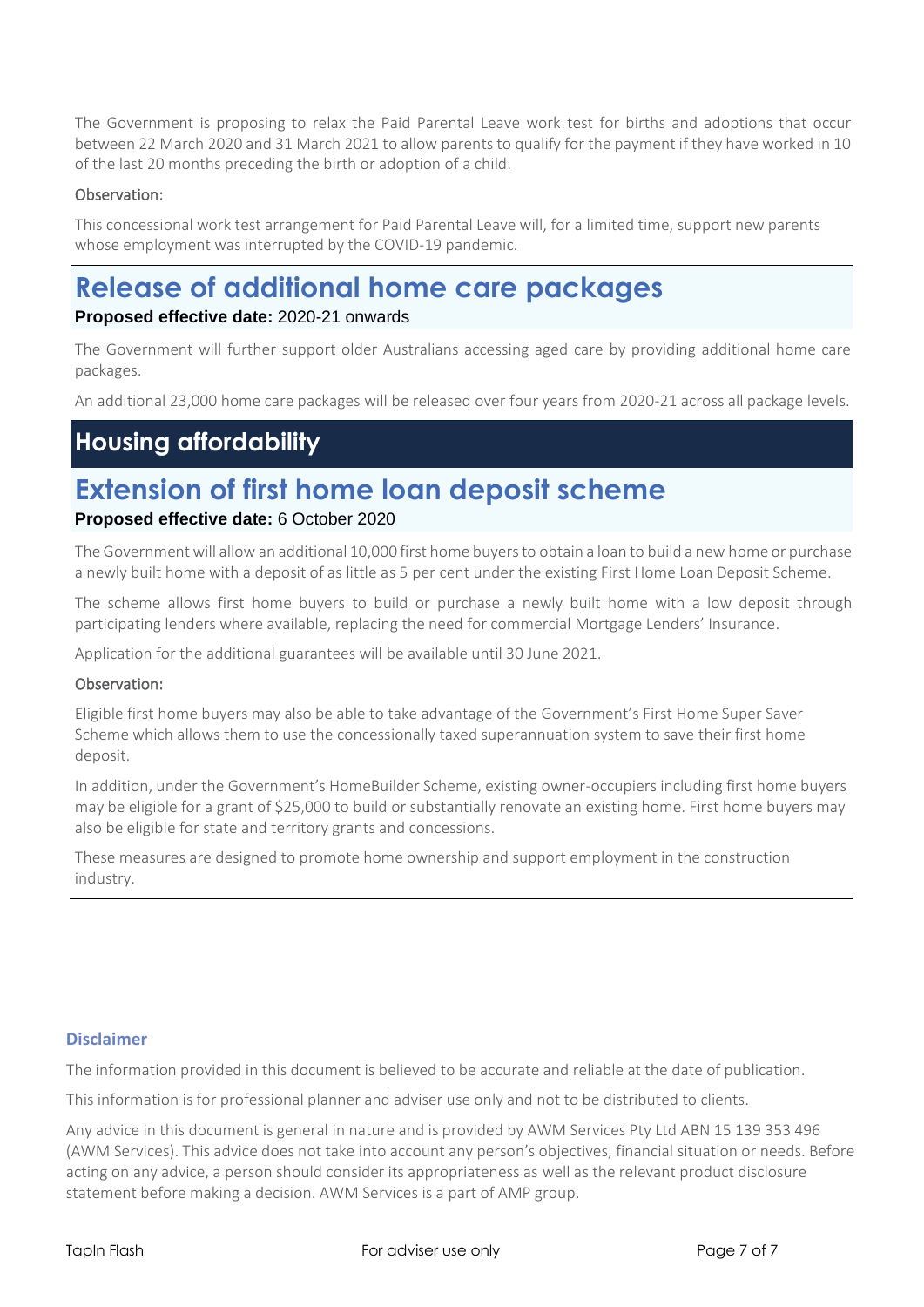The Government is proposing to relax the Paid Parental Leave work test for births and adoptions that occur between 22 March 2020 and 31 March 2021 to allow parents to qualify for the payment if they have worked in 10 of the last 20 months preceding the birth or adoption of a child.

Observation:

This concessional work test arrangement for Paid Parental Leave will, for a limited time, support new parents whose employment was interrupted by the COVID-19 pandemic.

## Release of additional home care packages

**Proposed effective date:** 2020-21 onwards

The Government will further support older Australians accessing aged care by providing additional home care packages.

An additional 23,000 home care packages will be released over four years from 2020-21 across all package levels.

# Housing affordability

## Extension of first home loan deposit scheme

**Proposed effective date:** 6 October 2020

The Government will allow an additional 10,000 first home buyers to obtain a loan to build a new home or purchase a newly built home with a deposit of as little as 5 per cent under the existing First Home Loan Deposit Scheme.

The scheme allows first home buyers to build or purchase a newly built home with a low deposit through participating lenders where available, replacing the need for commercial Mortgage Lenders' Insurance.

Application for the additional guarantees will be available until 30 June 2021.

Observation:

Eligible first home buyers may also be able to take advantage of the Government's First Home Super Saver Scheme which allows them to use the concessionally taxed superannuation system to save their first home deposit.

In addition, under the Government's HomeBuilder Scheme, existing owner-occupiers including first home buyers may be eligible for a grant of $25,000 to build or substantially renovate an existing home. First home buyers may also be eligible for state and territory grants and concessions.

These measures are designed to promote home ownership and support employment in the construction industry.

### Disclaimer

The information provided in this document is believed to be accurate and reliable at the date of publication.

This information is for professional planner and adviser use only and not to be distributed to clients.

Any advice in this document is general in nature and is provided by AWM Services Pty Ltd ABN 15 139 353 496 (AWM Services). This advice does not take into account any person's objectives, financial situation or needs. Before acting on any advice, a person should consider its appropriateness as well as the relevant product disclosure statement before making a decision. AWM Services is a part of AMP group.